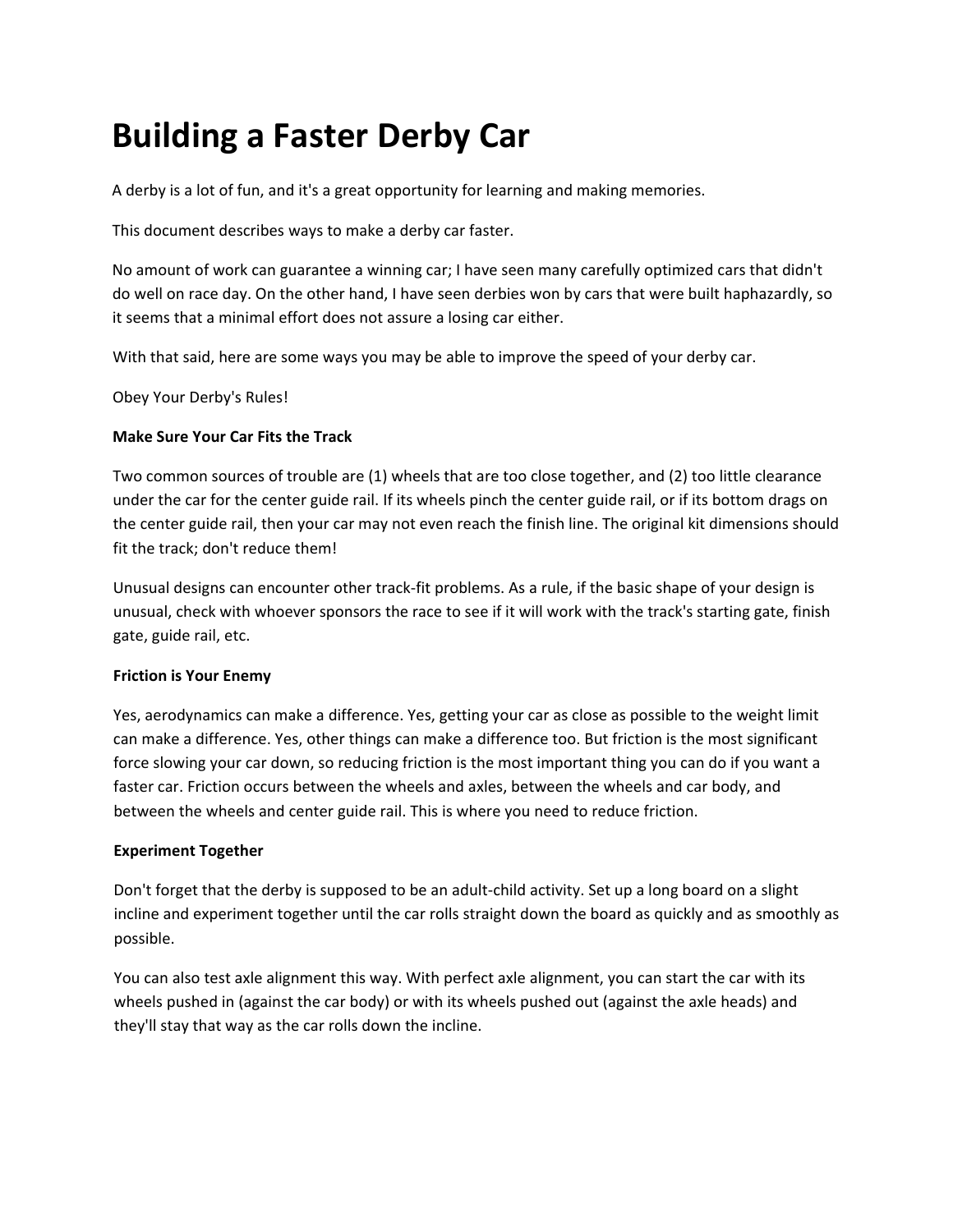# Building a Faster Derby Car

A derby is a lot of fun, and it's a great opportunity for learning and making memories.

This document describes ways to make a derby car faster.

No amount of work can guarantee a winning car; I have seen many carefully optimized cars that didn't do well on race day. On the other hand, I have seen derbies won by cars that were built haphazardly, so it seems that a minimal effort does not assure a losing car either.

With that said, here are some ways you may be able to improve the speed of your derby car.

Obey Your Derby's Rules!

**Make Sure Your Car Fits the Track**

Two common sources of trouble are (1) wheels that are too close together, and (2) too little clearance under the car for the center guide rail. If its wheels pinch the center guide rail, or if its bottom drags on the center guide rail, then your car may not even reach the finish line. The original kit dimensions should fit the track; don't reduce them!

Unusual designs can encounter other track-fit problems. As a rule, if the basic shape of your design is unusual, check with whoever sponsors the race to see if it will work with the track's starting gate, finish gate, guide rail, etc.

**Friction is Your Enemy**

Yes, aerodynamics can make a difference. Yes, getting your car as close as possible to the weight limit can make a difference. Yes, other things can make a difference too. But friction is the most significant force slowing your car down, so reducing friction is the most important thing you can do if you want a faster car. Friction occurs between the wheels and axles, between the wheels and car body, and between the wheels and center guide rail. This is where you need to reduce friction.

**Experiment Together**

Don't forget that the derby is supposed to be an adult-child activity. Set up a long board on a slight incline and experiment together until the car rolls straight down the board as quickly and as smoothly as possible.

You can also test axle alignment this way. With perfect axle alignment, you can start the car with its wheels pushed in (against the car body) or with its wheels pushed out (against the axle heads) and they'll stay that way as the car rolls down the incline.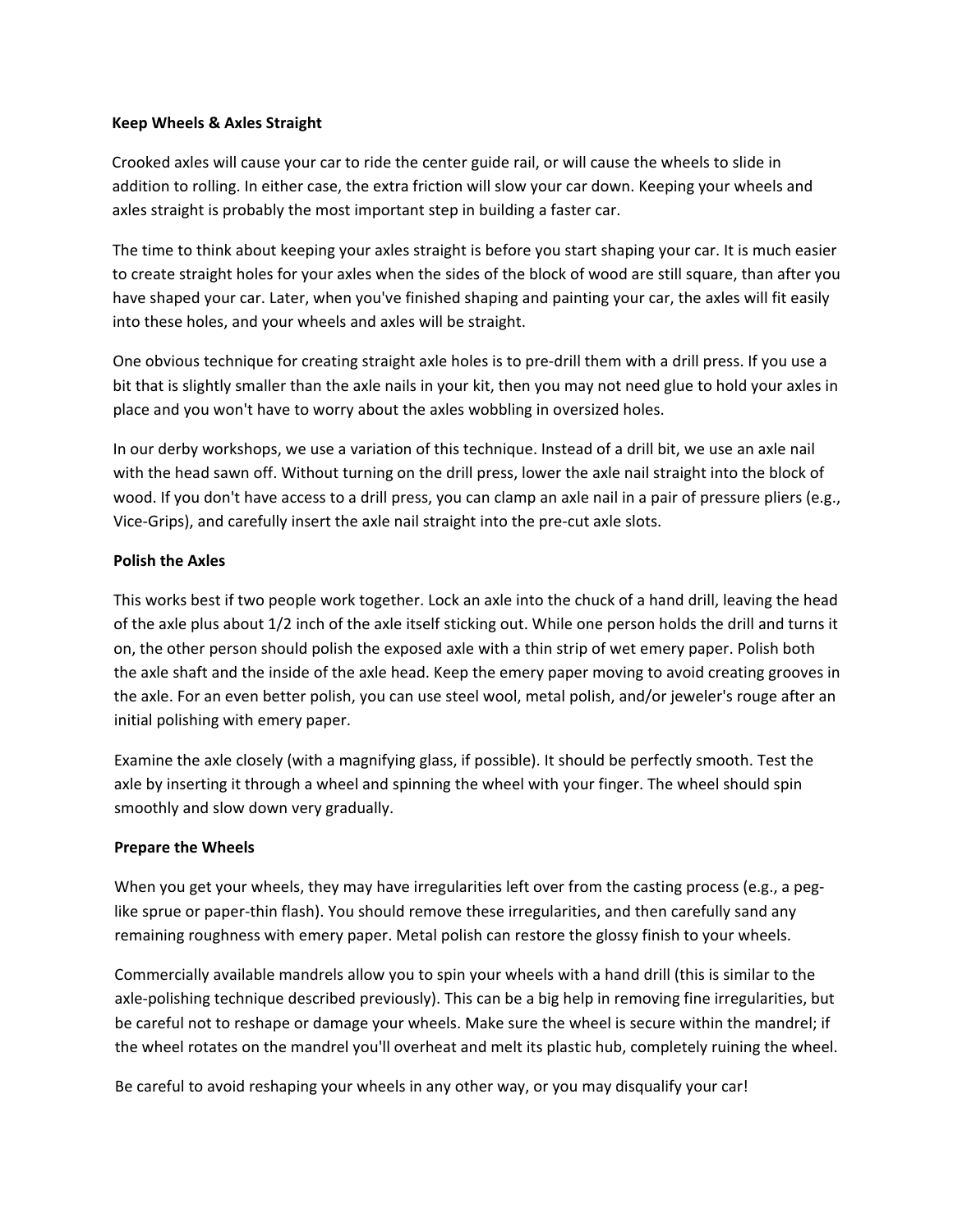**Keep Wheels & Axles Straight**

Crooked axles will cause your car to ride the center guide rail, or will cause the wheels to slide in addition to rolling. In either case, the extra friction will slow your car down. Keeping your wheels and axles straight is probably the most important step in building a faster car.

The time to think about keeping your axles straight is before you start shaping your car. It is much easier to create straight holes for your axles when the sides of the block of wood are still square, than after you have shaped your car. Later, when you've finished shaping and painting your car, the axles will fit easily into these holes, and your wheels and axles will be straight.

One obvious technique for creating straight axle holes is to pre-drill them with a drill press. If you use a bit that is slightly smaller than the axle nails in your kit, then you may not need glue to hold your axles in place and you won't have to worry about the axles wobbling in oversized holes.

In our derby workshops, we use a variation of this technique. Instead of a drill bit, we use an axle nail with the head sawn off. Without turning on the drill press, lower the axle nail straight into the block of wood. If you don't have access to a drill press, you can clamp an axle nail in a pair of pressure pliers (e.g., Vice-Grips), and carefully insert the axle nail straight into the pre-cut axle slots.

**Polish the Axles**

This works best if two people work together. Lock an axle into the chuck of a hand drill, leaving the head of the axle plus about 1/2 inch of the axle itself sticking out. While one person holds the drill and turns it on, the other person should polish the exposed axle with a thin strip of wet emery paper. Polish both the axle shaft and the inside of the axle head. Keep the emery paper moving to avoid creating grooves in the axle. For an even better polish, you can use steel wool, metal polish, and/or jeweler's rouge after an initial polishing with emery paper.

Examine the axle closely (with a magnifying glass, if possible). It should be perfectly smooth. Test the axle by inserting it through a wheel and spinning the wheel with your finger. The wheel should spin smoothly and slow down very gradually.

**Prepare the Wheels**

When you get your wheels, they may have irregularities left over from the casting process (e.g., a peg-like sprue or paper-thin flash). You should remove these irregularities, and then carefully sand any remaining roughness with emery paper. Metal polish can restore the glossy finish to your wheels.

Commercially available mandrels allow you to spin your wheels with a hand drill (this is similar to the axle-polishing technique described previously). This can be a big help in removing fine irregularities, but be careful not to reshape or damage your wheels. Make sure the wheel is secure within the mandrel; if the wheel rotates on the mandrel you'll overheat and melt its plastic hub, completely ruining the wheel.

Be careful to avoid reshaping your wheels in any other way, or you may disqualify your car!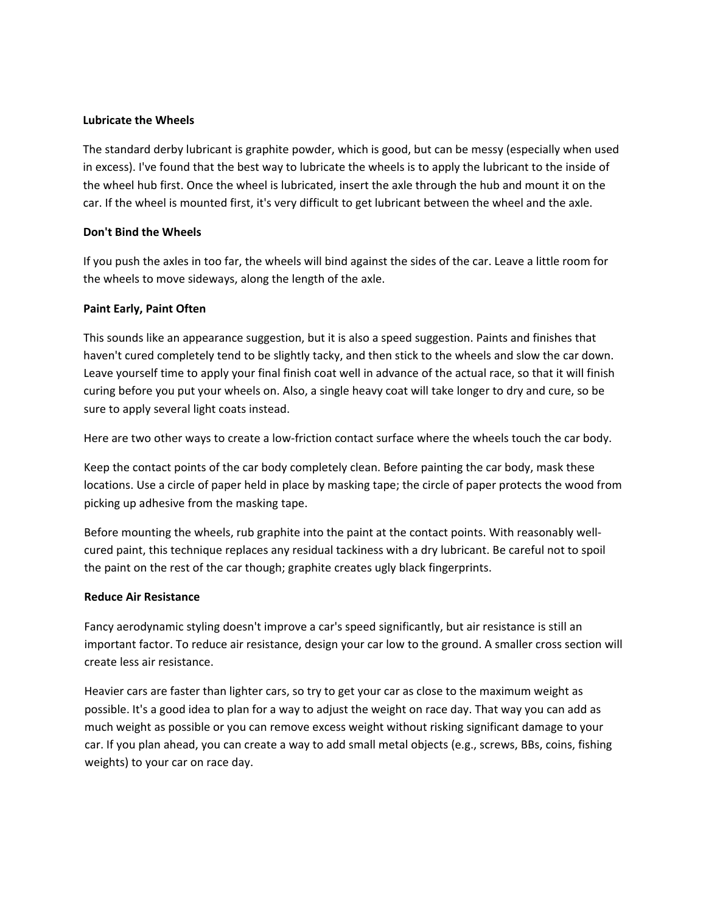**Lubricate the Wheels**

The standard derby lubricant is graphite powder, which is good, but can be messy (especially when used in excess). I've found that the best way to lubricate the wheels is to apply the lubricant to the inside of the wheel hub first. Once the wheel is lubricated, insert the axle through the hub and mount it on the car. If the wheel is mounted first, it's very difficult to get lubricant between the wheel and the axle.

**Don't Bind the Wheels**

If you push the axles in too far, the wheels will bind against the sides of the car. Leave a little room for the wheels to move sideways, along the length of the axle.

**Paint Early, Paint Often**

This sounds like an appearance suggestion, but it is also a speed suggestion. Paints and finishes that haven't cured completely tend to be slightly tacky, and then stick to the wheels and slow the car down. Leave yourself time to apply your final finish coat well in advance of the actual race, so that it will finish curing before you put your wheels on. Also, a single heavy coat will take longer to dry and cure, so be sure to apply several light coats instead.

Here are two other ways to create a low-friction contact surface where the wheels touch the car body.

Keep the contact points of the car body completely clean. Before painting the car body, mask these locations. Use a circle of paper held in place by masking tape; the circle of paper protects the wood from picking up adhesive from the masking tape.

Before mounting the wheels, rub graphite into the paint at the contact points. With reasonably well-cured paint, this technique replaces any residual tackiness with a dry lubricant. Be careful not to spoil the paint on the rest of the car though; graphite creates ugly black fingerprints.

**Reduce Air Resistance**

Fancy aerodynamic styling doesn't improve a car's speed significantly, but air resistance is still an important factor. To reduce air resistance, design your car low to the ground. A smaller cross section will create less air resistance.

Heavier cars are faster than lighter cars, so try to get your car as close to the maximum weight as possible. It's a good idea to plan for a way to adjust the weight on race day. That way you can add as much weight as possible or you can remove excess weight without risking significant damage to your car. If you plan ahead, you can create a way to add small metal objects (e.g., screws, BBs, coins, fishing weights) to your car on race day.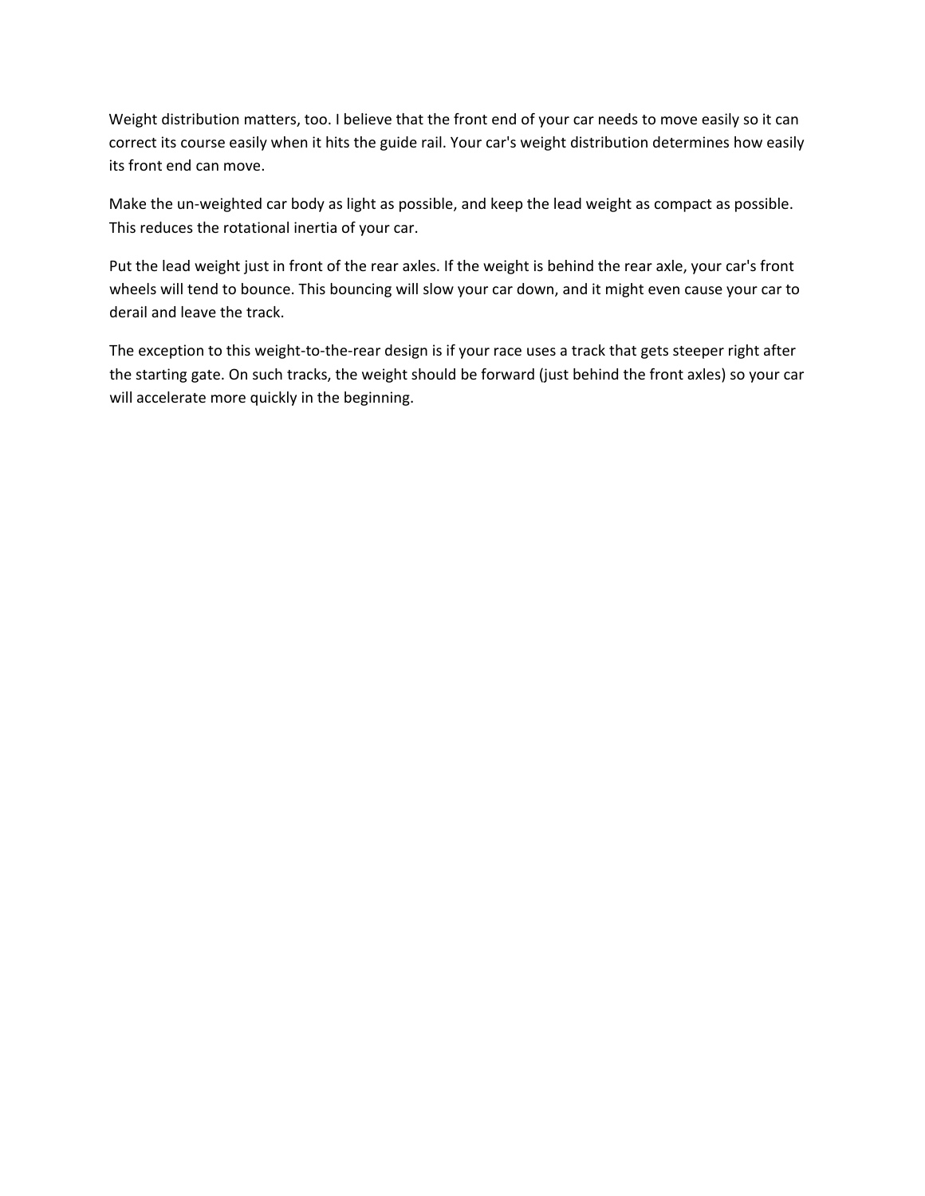Weight distribution matters, too. I believe that the front end of your car needs to move easily so it can correct its course easily when it hits the guide rail. Your car's weight distribution determines how easily its front end can move.

Make the un-weighted car body as light as possible, and keep the lead weight as compact as possible. This reduces the rotational inertia of your car.

Put the lead weight just in front of the rear axles. If the weight is behind the rear axle, your car's front wheels will tend to bounce. This bouncing will slow your car down, and it might even cause your car to derail and leave the track.

The exception to this weight-to-the-rear design is if your race uses a track that gets steeper right after the starting gate. On such tracks, the weight should be forward (just behind the front axles) so your car will accelerate more quickly in the beginning.